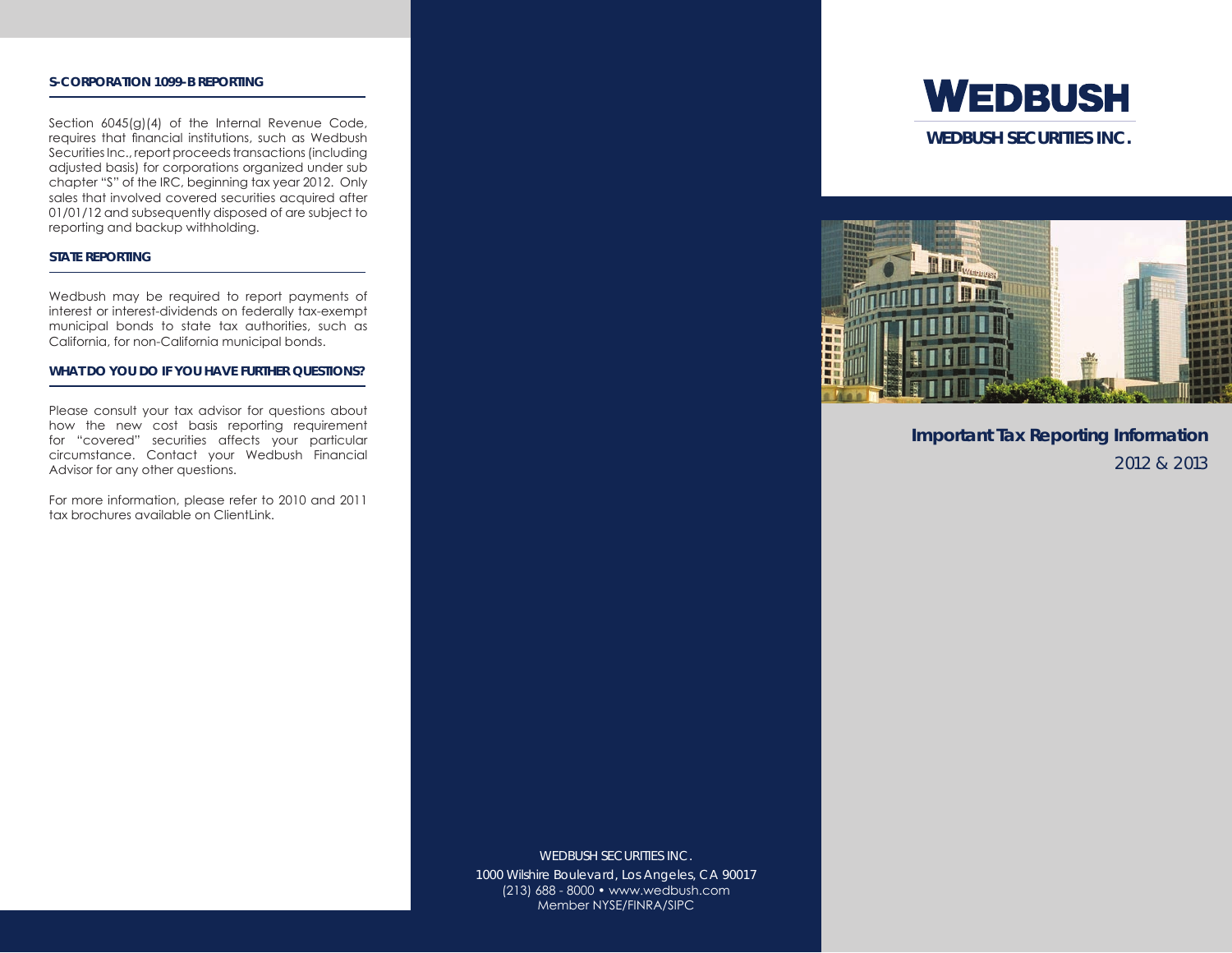## S-CORPORATION 1099-B REPORTING

Section 6045(g)(4) of the Internal Revenue Code, requires that financial institutions, such as Wedbush Securities Inc., report proceeds transactions (including adjusted basis) for corporations organized under sub chapter "S" of the IRC, beginning tax year 2012. Only sales that involved covered securities acquired after 01/01/12 and subsequently disposed of are subject to reporting and backup withholding.

## STATE REPORTING

Wedbush may be required to report payments of interest or interest-dividends on federally tax-exempt municipal bonds to state tax authorities, such as California, for non-California municipal bonds.

## WHAT DO YOU DO IF YOU HAVE FURTHER QUESTIONS?

Please consult your tax advisor for questions about how the new cost basis reporting requirement for "covered" securities affects your particular circumstance. Contact your Wedbush Financial Advisor for any other questions.

For more information, please refer to 2010 and 2011 tax brochures available on ClientLink.

WEDBUSH SECURITIES INC.
1000 Wilshire Boulevard, Los Angeles, CA 90017
(213) 688 - 8000 • www.wedbush.com
Member NYSE/FINRA/SIPC

# WEDBUSH

**WEDBUSH SECURITIES INC.**

## Important Tax Reporting Information

2012 & 2013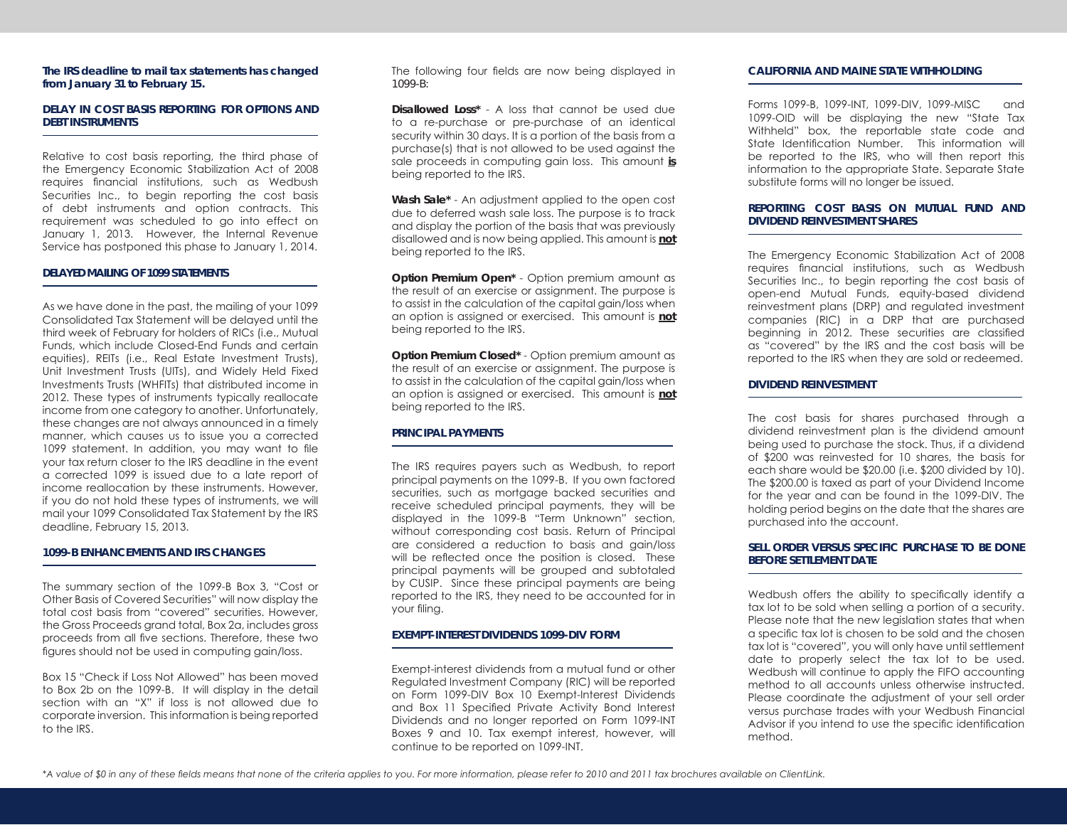**The IRS deadline to mail tax statements has changed from January 31 to February 15.**

## DELAY IN COST BASIS REPORTING FOR OPTIONS AND DEBT INSTRUMENTS

Relative to cost basis reporting, the third phase of the Emergency Economic Stabilization Act of 2008 requires financial institutions, such as Wedbush Securities Inc., to begin reporting the cost basis of debt instruments and option contracts. This requirement was scheduled to go into effect on January 1, 2013. However, the Internal Revenue Service has postponed this phase to January 1, 2014.

## DELAYED MAILING OF 1099 STATEMENTS

As we have done in the past, the mailing of your 1099 Consolidated Tax Statement will be delayed until the third week of February for holders of RICs (i.e., Mutual Funds, which include Closed-End Funds and certain equities), REITs (i.e., Real Estate Investment Trusts), Unit Investment Trusts (UITs), and Widely Held Fixed Investments Trusts (WHFITs) that distributed income in 2012. These types of instruments typically reallocate income from one category to another. Unfortunately, these changes are not always announced in a timely manner, which causes us to issue you a corrected 1099 statement. In addition, you may want to file your tax return closer to the IRS deadline in the event a corrected 1099 is issued due to a late report of income reallocation by these instruments. However, if you do not hold these types of instruments, we will mail your 1099 Consolidated Tax Statement by the IRS deadline, February 15, 2013.

## 1099-B ENHANCEMENTS AND IRS CHANGES

The summary section of the 1099-B Box 3, "Cost or Other Basis of Covered Securities" will now display the total cost basis from "covered" securities. However, the Gross Proceeds grand total, Box 2a, includes gross proceeds from all five sections. Therefore, these two figures should not be used in computing gain/loss.

Box 15 "Check if Loss Not Allowed" has been moved to Box 2b on the 1099-B. It will display in the detail section with an "X" if loss is not allowed due to corporate inversion. This information is being reported to the IRS.

The following four fields are now being displayed in 1099-B:

**Disallowed Loss*** - A loss that cannot be used due to a re-purchase or pre-purchase of an identical security within 30 days. It is a portion of the basis from a purchase(s) that is not allowed to be used against the sale proceeds in computing gain loss. This amount **is** being reported to the IRS.

**Wash Sale*** - An adjustment applied to the open cost due to deferred wash sale loss. The purpose is to track and display the portion of the basis that was previously disallowed and is now being applied. This amount is **not** being reported to the IRS.

**Option Premium Open*** - Option premium amount as the result of an exercise or assignment. The purpose is to assist in the calculation of the capital gain/loss when an option is assigned or exercised. This amount is **not** being reported to the IRS.

**Option Premium Closed*** - Option premium amount as the result of an exercise or assignment. The purpose is to assist in the calculation of the capital gain/loss when an option is assigned or exercised. This amount is **not** being reported to the IRS.

## PRINCIPAL PAYMENTS

The IRS requires payers such as Wedbush, to report principal payments on the 1099-B. If you own factored securities, such as mortgage backed securities and receive scheduled principal payments, they will be displayed in the 1099-B "Term Unknown" section, without corresponding cost basis. Return of Principal are considered a reduction to basis and gain/loss will be reflected once the position is closed. These principal payments will be grouped and subtotaled by CUSIP. Since these principal payments are being reported to the IRS, they need to be accounted for in your filing.

## EXEMPT-INTEREST DIVIDENDS 1099-DIV FORM

Exempt-interest dividends from a mutual fund or other Regulated Investment Company (RIC) will be reported on Form 1099-DIV Box 10 Exempt-Interest Dividends and Box 11 Specified Private Activity Bond Interest Dividends and no longer reported on Form 1099-INT Boxes 9 and 10. Tax exempt interest, however, will continue to be reported on 1099-INT.

## CALIFORNIA AND MAINE STATE WITHHOLDING

Forms 1099-B, 1099-INT, 1099-DIV, 1099-MISC and 1099-OID will be displaying the new "State Tax Withheld" box, the reportable state code and State Identification Number. This information will be reported to the IRS, who will then report this information to the appropriate State. Separate State substitute forms will no longer be issued.

## REPORTING COST BASIS ON MUTUAL FUND AND DIVIDEND REINVESTMENT SHARES

The Emergency Economic Stabilization Act of 2008 requires financial institutions, such as Wedbush Securities Inc., to begin reporting the cost basis of open-end Mutual Funds, equity-based dividend reinvestment plans (DRP) and regulated investment companies (RIC) in a DRP that are purchased beginning in 2012. These securities are classified as "covered" by the IRS and the cost basis will be reported to the IRS when they are sold or redeemed.

## DIVIDEND REINVESTMENT

The cost basis for shares purchased through a dividend reinvestment plan is the dividend amount being used to purchase the stock. Thus, if a dividend of $200 was reinvested for 10 shares, the basis for each share would be $20.00 (i.e. $200 divided by 10). The $200.00 is taxed as part of your Dividend Income for the year and can be found in the 1099-DIV. The holding period begins on the date that the shares are purchased into the account.

## SELL ORDER VERSUS SPECIFIC PURCHASE TO BE DONE BEFORE SETTLEMENT DATE

Wedbush offers the ability to specifically identify a tax lot to be sold when selling a portion of a security. Please note that the new legislation states that when a specific tax lot is chosen to be sold and the chosen tax lot is "covered", you will only have until settlement date to properly select the tax lot to be used. Wedbush will continue to apply the FIFO accounting method to all accounts unless otherwise instructed. Please coordinate the adjustment of your sell order versus purchase trades with your Wedbush Financial Advisor if you intend to use the specific identification method.

*\*A value of $0 in any of these fields means that none of the criteria applies to you. For more information, please refer to 2010 and 2011 tax brochures available on ClientLink.*